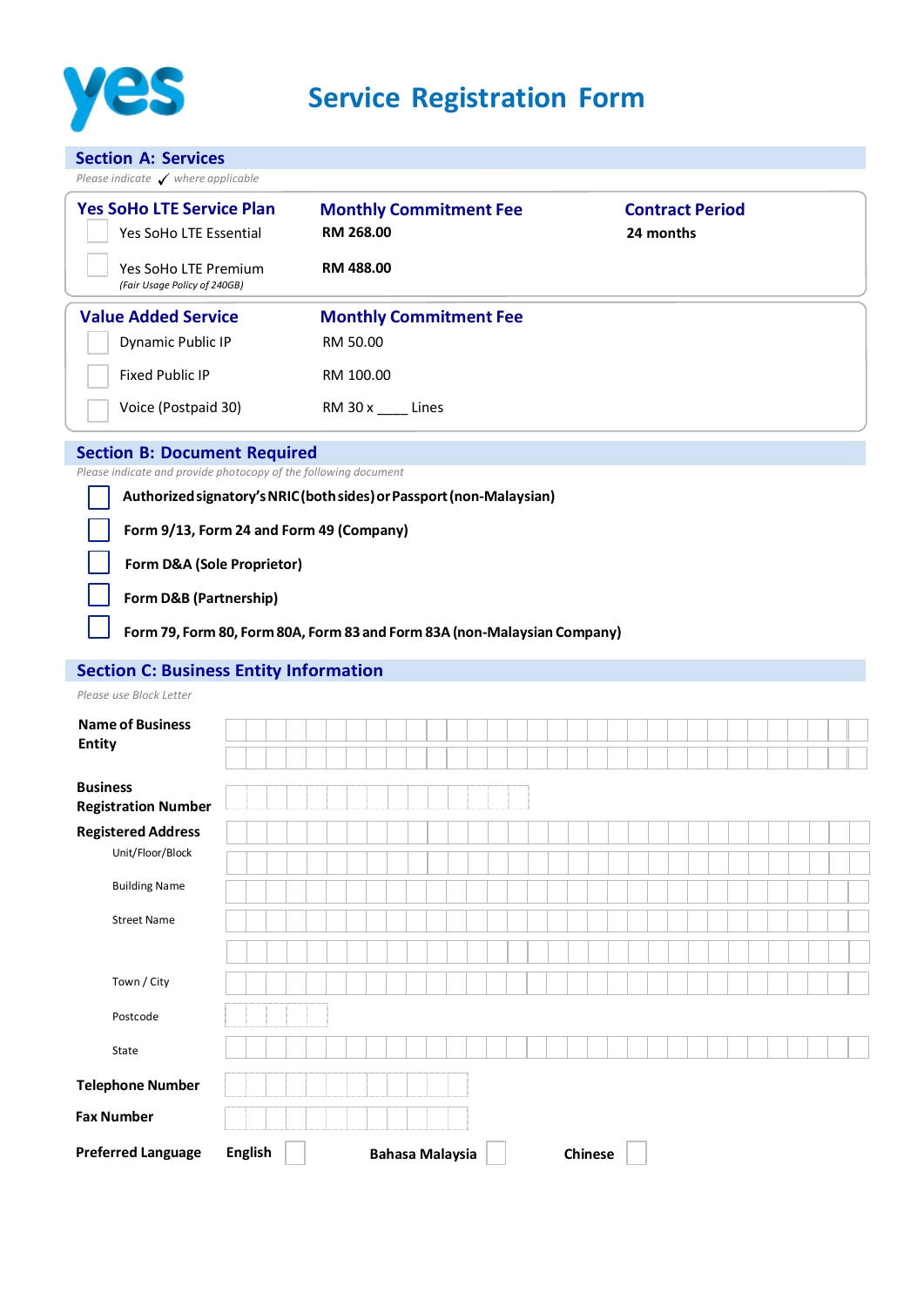yes

# Service Registration Form

## Section A: Services

*Please indicate ✓ where applicable*

| Yes SoHo LTE Service Plan | Monthly Commitment Fee | Contract Period |
|---|---|---|
| ☐ Yes SoHo LTE Essential | **RM 268.00** | **24 months** |
| ☐ Yes SoHo LTE Premium *(Fair Usage Policy of 240GB)* | **RM 488.00** | |

| Value Added Service | Monthly Commitment Fee |
|---|---|
| ☐ Dynamic Public IP | RM 50.00 |
| ☐ Fixed Public IP | RM 100.00 |
| ☐ Voice (Postpaid 30) | RM 30 x ____ Lines |

## Section B: Document Required

*Please indicate and provide photocopy of the following document*

- ☐ **Authorized signatory's NRIC (both sides) or Passport (non-Malaysian)**
- ☐ **Form 9/13, Form 24 and Form 49 (Company)**
- ☐ **Form D&A (Sole Proprietor)**
- ☐ **Form D&B (Partnership)**
- ☐ **Form 79, Form 80, Form 80A, Form 83 and Form 83A (non-Malaysian Company)**

## Section C: Business Entity Information

*Please use Block Letter*

**Name of Business Entity** ____________________

**Business Registration Number** ____________________

**Registered Address**

Unit/Floor/Block ____________________

Building Name ____________________

Street Name ____________________

Town / City ____________________

Postcode ____________________

State ____________________

**Telephone Number** ____________________

**Fax Number** ____________________

**Preferred Language** **English** ☐ **Bahasa Malaysia** ☐ **Chinese** ☐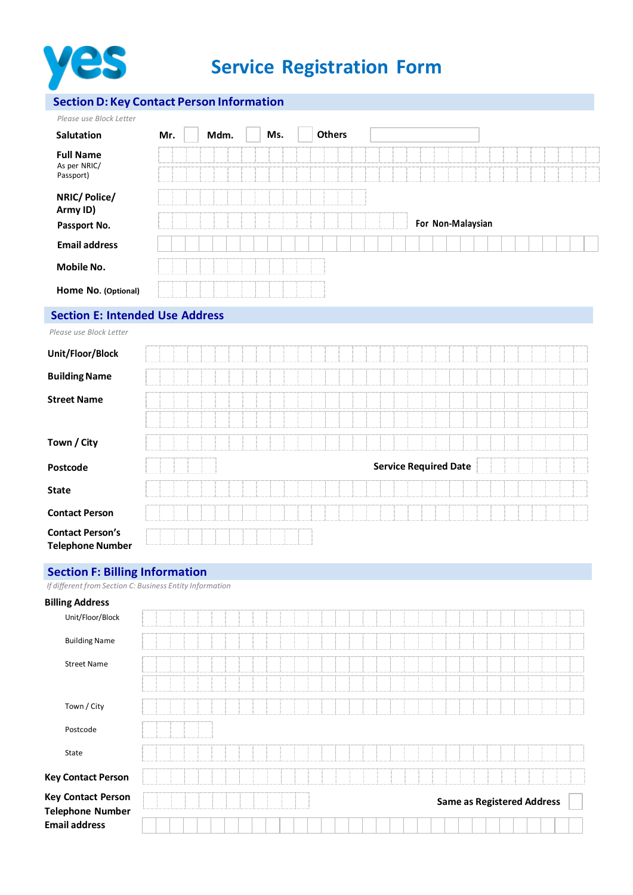# Service Registration Form

## Section D: Key Contact Person Information

*Please use Block Letter*

**Salutation** **Mr.** ☐ **Mdm.** ☐ **Ms.** ☐ **Others** ______

**Full Name**
As per NRIC/ Passport)

**NRIC/ Police/ Army ID)**

**Passport No.** **For Non-Malaysian**

**Email address**

**Mobile No.**

**Home No.** **(Optional)**

## Section E: Intended Use Address

*Please use Block Letter*

**Unit/Floor/Block**

**Building Name**

**Street Name**

**Town / City**

**Postcode** **Service Required Date**

**State**

**Contact Person**

**Contact Person's Telephone Number**

## Section F: Billing Information

*If different from Section C: Business Entity Information*

**Billing Address**

Unit/Floor/Block

Building Name

Street Name

Town / City

Postcode

State

**Key Contact Person**

**Key Contact Person Telephone Number** **Same as Registered Address** ☐

**Email address**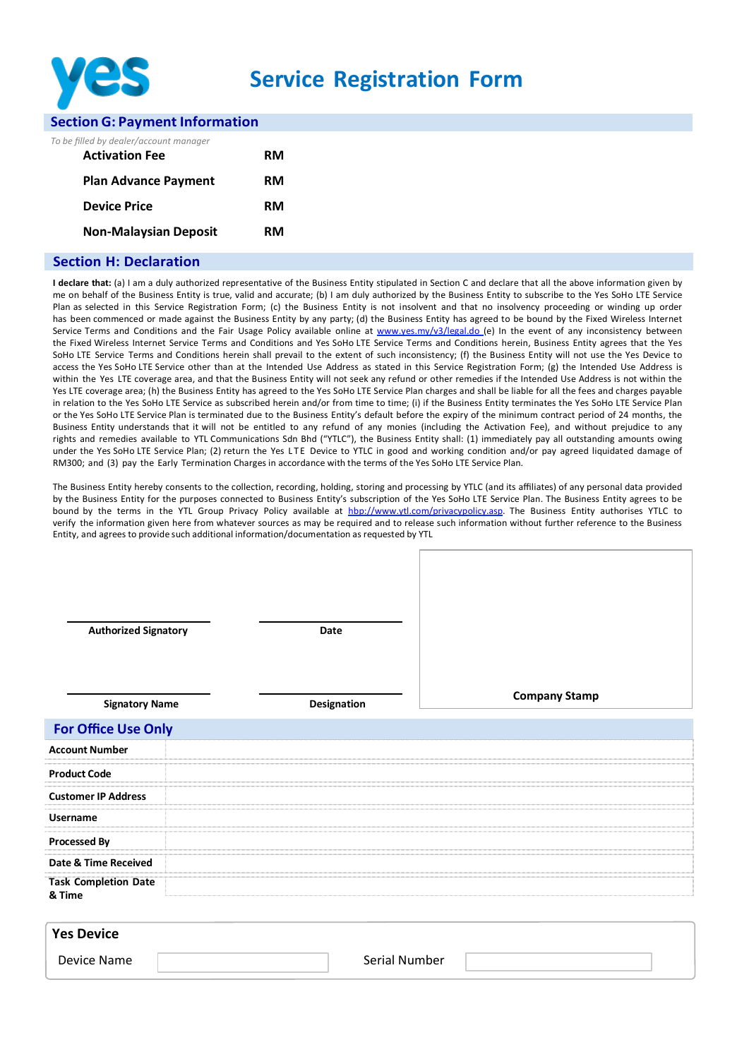# Service Registration Form

## Section G: Payment Information

*To be filled by dealer/account manager*

| | |
|---|---|
| **Activation Fee** | **RM** |
| **Plan Advance Payment** | **RM** |
| **Device Price** | **RM** |
| **Non-Malaysian Deposit** | **RM** |

## Section H: Declaration

**I declare that:** (a) I am a duly authorized representative of the Business Entity stipulated in Section C and declare that all the above information given by me on behalf of the Business Entity is true, valid and accurate; (b) I am duly authorized by the Business Entity to subscribe to the Yes SoHo LTE Service Plan as selected in this Service Registration Form; (c) the Business Entity is not insolvent and that no insolvency proceeding or winding up order has been commenced or made against the Business Entity by any party; (d) the Business Entity has agreed to be bound by the Fixed Wireless Internet Service Terms and Conditions and the Fair Usage Policy available online at www.yes.my/v3/legal.do (e) In the event of any inconsistency between the Fixed Wireless Internet Service Terms and Conditions and Yes SoHo LTE Service Terms and Conditions herein, Business Entity agrees that the Yes SoHo LTE Service Terms and Conditions herein shall prevail to the extent of such inconsistency; (f) the Business Entity will not use the Yes Device to access the Yes SoHo LTE Service other than at the Intended Use Address as stated in this Service Registration Form; (g) the Intended Use Address is within the Yes LTE coverage area, and that the Business Entity will not seek any refund or other remedies if the Intended Use Address is not within the Yes LTE coverage area; (h) the Business Entity has agreed to the Yes SoHo LTE Service Plan charges and shall be liable for all the fees and charges payable in relation to the Yes SoHo LTE Service as subscribed herein and/or from time to time; (i) if the Business Entity terminates the Yes SoHo LTE Service Plan or the Yes SoHo LTE Service Plan is terminated due to the Business Entity's default before the expiry of the minimum contract period of 24 months, the Business Entity understands that it will not be entitled to any refund of any monies (including the Activation Fee), and without prejudice to any rights and remedies available to YTL Communications Sdn Bhd ("YTLC"), the Business Entity shall: (1) immediately pay all outstanding amounts owing under the Yes SoHo LTE Service Plan; (2) return the Yes LTE Device to YTLC in good and working condition and/or pay agreed liquidated damage of RM300; and (3) pay the Early Termination Charges in accordance with the terms of the Yes SoHo LTE Service Plan.

The Business Entity hereby consents to the collection, recording, holding, storing and processing by YTLC (and its affiliates) of any personal data provided by the Business Entity for the purposes connected to Business Entity's subscription of the Yes SoHo LTE Service Plan. The Business Entity agrees to be bound by the terms in the YTL Group Privacy Policy available at hbp://www.ytl.com/privacypolicy.asp. The Business Entity authorises YTLC to verify the information given here from whatever sources as may be required and to release such information without further reference to the Business Entity, and agrees to provide such additional information/documentation as requested by YTL

| | | |
|---|---|---|
| **Authorized Signatory** | **Date** | **Company Stamp** |
| **Signatory Name** | **Designation** | |

## For Office Use Only

| | |
|---|---|
| **Account Number** | |
| **Product Code** | |
| **Customer IP Address** | |
| **Username** | |
| **Processed By** | |
| **Date & Time Received** | |
| **Task Completion Date & Time** | |

### Yes Device

| | | | |
|---|---|---|---|
| Device Name | | Serial Number | |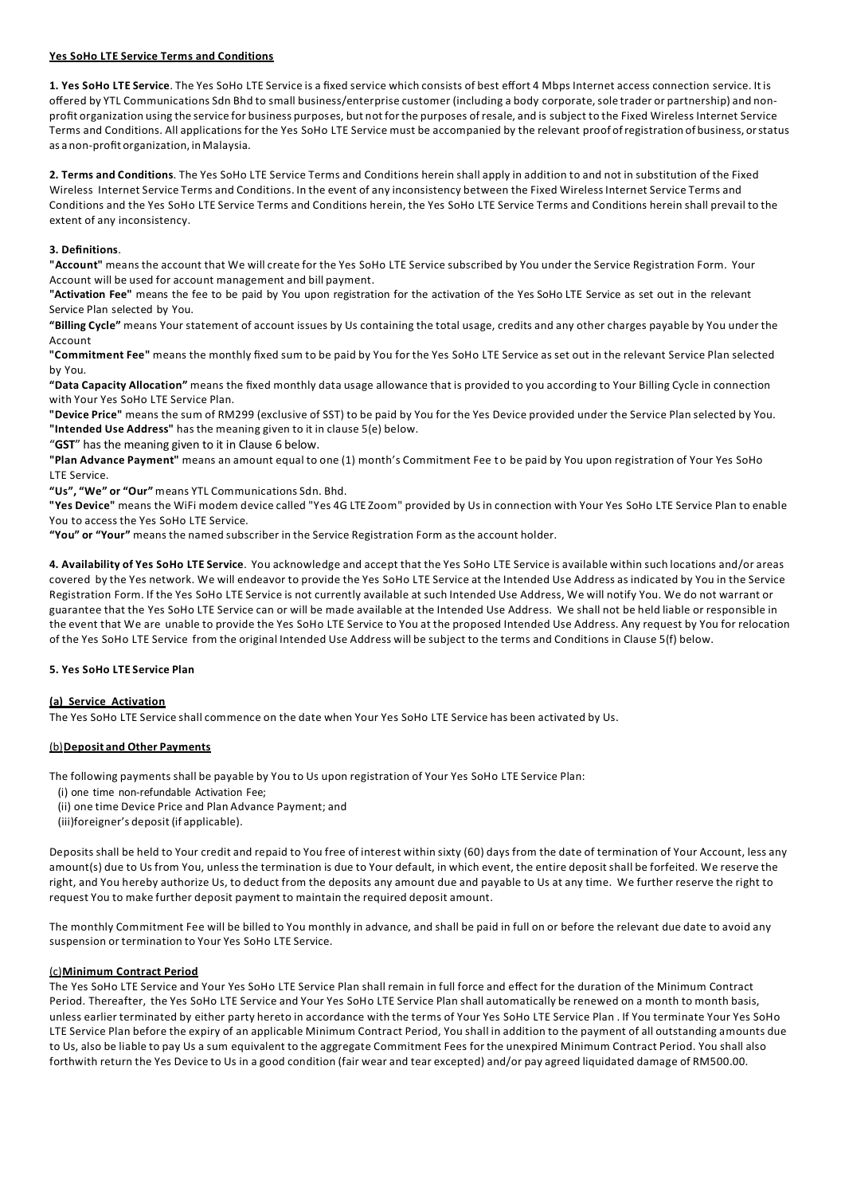**Yes SoHo LTE Service Terms and Conditions**

**1. Yes SoHo LTE Service**. The Yes SoHo LTE Service is a fixed service which consists of best effort 4 Mbps Internet access connection service. It is offered by YTL Communications Sdn Bhd to small business/enterprise customer (including a body corporate, sole trader or partnership) and non-profit organization using the service for business purposes, but not for the purposes of resale, and is subject to the Fixed Wireless Internet Service Terms and Conditions. All applications for the Yes SoHo LTE Service must be accompanied by the relevant proof of registration of business, or status as a non-profit organization, in Malaysia.

**2. Terms and Conditions**. The Yes SoHo LTE Service Terms and Conditions herein shall apply in addition to and not in substitution of the Fixed Wireless Internet Service Terms and Conditions. In the event of any inconsistency between the Fixed Wireless Internet Service Terms and Conditions and the Yes SoHo LTE Service Terms and Conditions herein, the Yes SoHo LTE Service Terms and Conditions herein shall prevail to the extent of any inconsistency.

**3. Definitions**.

**"Account"** means the account that We will create for the Yes SoHo LTE Service subscribed by You under the Service Registration Form. Your Account will be used for account management and bill payment.

**"Activation Fee"** means the fee to be paid by You upon registration for the activation of the Yes SoHo LTE Service as set out in the relevant Service Plan selected by You.

**"Billing Cycle"** means Your statement of account issues by Us containing the total usage, credits and any other charges payable by You under the Account

**"Commitment Fee"** means the monthly fixed sum to be paid by You for the Yes SoHo LTE Service as set out in the relevant Service Plan selected by You.

**"Data Capacity Allocation"** means the fixed monthly data usage allowance that is provided to you according to Your Billing Cycle in connection with Your Yes SoHo LTE Service Plan.

**"Device Price"** means the sum of RM299 (exclusive of SST) to be paid by You for the Yes Device provided under the Service Plan selected by You.

**"Intended Use Address"** has the meaning given to it in clause 5(e) below.

"**GST**" has the meaning given to it in Clause 6 below.

**"Plan Advance Payment"** means an amount equal to one (1) month's Commitment Fee to be paid by You upon registration of Your Yes SoHo LTE Service.

**"Us", "We" or "Our"** means YTL Communications Sdn. Bhd.

**"Yes Device"** means the WiFi modem device called "Yes 4G LTE Zoom" provided by Us in connection with Your Yes SoHo LTE Service Plan to enable You to access the Yes SoHo LTE Service.

**"You" or "Your"** means the named subscriber in the Service Registration Form as the account holder.

**4. Availability of Yes SoHo LTE Service**. You acknowledge and accept that the Yes SoHo LTE Service is available within such locations and/or areas covered by the Yes network. We will endeavor to provide the Yes SoHo LTE Service at the Intended Use Address as indicated by You in the Service Registration Form. If the Yes SoHo LTE Service is not currently available at such Intended Use Address, We will notify You. We do not warrant or guarantee that the Yes SoHo LTE Service can or will be made available at the Intended Use Address. We shall not be held liable or responsible in the event that We are unable to provide the Yes SoHo LTE Service to You at the proposed Intended Use Address. Any request by You for relocation of the Yes SoHo LTE Service from the original Intended Use Address will be subject to the terms and Conditions in Clause 5(f) below.

**5. Yes SoHo LTE Service Plan**

**(a) Service Activation**

The Yes SoHo LTE Service shall commence on the date when Your Yes SoHo LTE Service has been activated by Us.

**(b) Deposit and Other Payments**

The following payments shall be payable by You to Us upon registration of Your Yes SoHo LTE Service Plan:

(i) one time non-refundable Activation Fee;
(ii) one time Device Price and Plan Advance Payment; and
(iii) foreigner's deposit (if applicable).

Deposits shall be held to Your credit and repaid to You free of interest within sixty (60) days from the date of termination of Your Account, less any amount(s) due to Us from You, unless the termination is due to Your default, in which event, the entire deposit shall be forfeited. We reserve the right, and You hereby authorize Us, to deduct from the deposits any amount due and payable to Us at any time. We further reserve the right to request You to make further deposit payment to maintain the required deposit amount.

The monthly Commitment Fee will be billed to You monthly in advance, and shall be paid in full on or before the relevant due date to avoid any suspension or termination to Your Yes SoHo LTE Service.

**(c) Minimum Contract Period**

The Yes SoHo LTE Service and Your Yes SoHo LTE Service Plan shall remain in full force and effect for the duration of the Minimum Contract Period. Thereafter, the Yes SoHo LTE Service and Your Yes SoHo LTE Service Plan shall automatically be renewed on a month to month basis, unless earlier terminated by either party hereto in accordance with the terms of Your Yes SoHo LTE Service Plan . If You terminate Your Yes SoHo LTE Service Plan before the expiry of an applicable Minimum Contract Period, You shall in addition to the payment of all outstanding amounts due to Us, also be liable to pay Us a sum equivalent to the aggregate Commitment Fees for the unexpired Minimum Contract Period. You shall also forthwith return the Yes Device to Us in a good condition (fair wear and tear excepted) and/or pay agreed liquidated damage of RM500.00.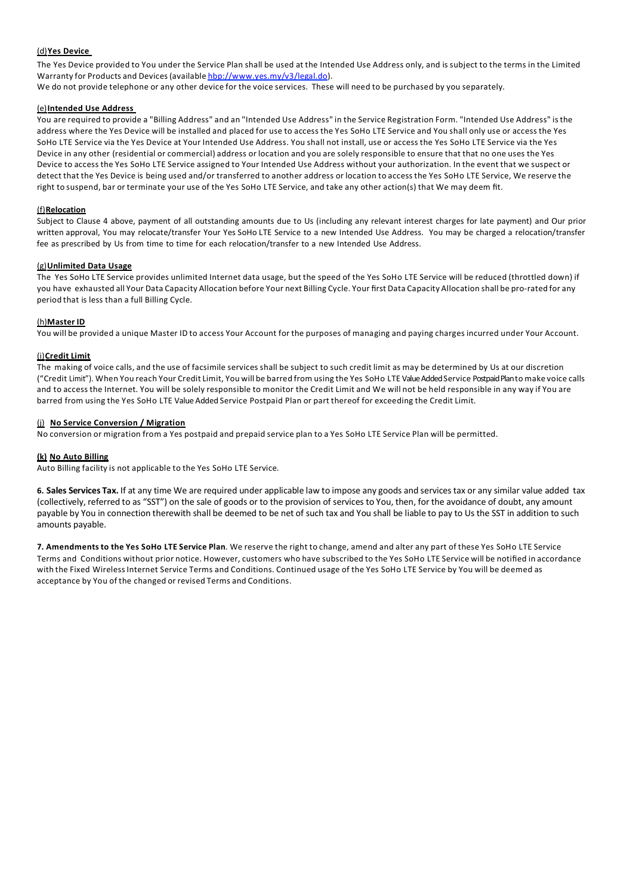(d) **Yes Device**

The Yes Device provided to You under the Service Plan shall be used at the Intended Use Address only, and is subject to the terms in the Limited Warranty for Products and Devices (available hbp://www.yes.my/v3/legal.do).
We do not provide telephone or any other device for the voice services. These will need to be purchased by you separately.

(e) **Intended Use Address**

You are required to provide a "Billing Address" and an "Intended Use Address" in the Service Registration Form. "Intended Use Address" is the address where the Yes Device will be installed and placed for use to access the Yes SoHo LTE Service and You shall only use or access the Yes SoHo LTE Service via the Yes Device at Your Intended Use Address. You shall not install, use or access the Yes SoHo LTE Service via the Yes Device in any other (residential or commercial) address or location and you are solely responsible to ensure that that no one uses the Yes Device to access the Yes SoHo LTE Service assigned to Your Intended Use Address without your authorization. In the event that we suspect or detect that the Yes Device is being used and/or transferred to another address or location to access the Yes SoHo LTE Service, We reserve the right to suspend, bar or terminate your use of the Yes SoHo LTE Service, and take any other action(s) that We may deem fit.

(f) **Relocation**

Subject to Clause 4 above, payment of all outstanding amounts due to Us (including any relevant interest charges for late payment) and Our prior written approval, You may relocate/transfer Your Yes SoHo LTE Service to a new Intended Use Address. You may be charged a relocation/transfer fee as prescribed by Us from time to time for each relocation/transfer to a new Intended Use Address.

(g) **Unlimited Data Usage**

The Yes SoHo LTE Service provides unlimited Internet data usage, but the speed of the Yes SoHo LTE Service will be reduced (throttled down) if you have exhausted all Your Data Capacity Allocation before Your next Billing Cycle. Your first Data Capacity Allocation shall be pro-rated for any period that is less than a full Billing Cycle.

(h) **Master ID**

You will be provided a unique Master ID to access Your Account for the purposes of managing and paying charges incurred under Your Account.

(i) **Credit Limit**

The making of voice calls, and the use of facsimile services shall be subject to such credit limit as may be determined by Us at our discretion ("Credit Limit"). When You reach Your Credit Limit, You will be barred from using the Yes SoHo LTE Value Added Service Postpaid Plan to make voice calls and to access the Internet. You will be solely responsible to monitor the Credit Limit and We will not be held responsible in any way if You are barred from using the Yes SoHo LTE Value Added Service Postpaid Plan or part thereof for exceeding the Credit Limit.

(j) **No Service Conversion / Migration**

No conversion or migration from a Yes postpaid and prepaid service plan to a Yes SoHo LTE Service Plan will be permitted.

**(k) No Auto Billing**

Auto Billing facility is not applicable to the Yes SoHo LTE Service.

**6. Sales Services Tax.** If at any time We are required under applicable law to impose any goods and services tax or any similar value added tax (collectively, referred to as "SST") on the sale of goods or to the provision of services to You, then, for the avoidance of doubt, any amount payable by You in connection therewith shall be deemed to be net of such tax and You shall be liable to pay to Us the SST in addition to such amounts payable.

**7. Amendments to the Yes SoHo LTE Service Plan**. We reserve the right to change, amend and alter any part of these Yes SoHo LTE Service Terms and Conditions without prior notice. However, customers who have subscribed to the Yes SoHo LTE Service will be notified in accordance with the Fixed Wireless Internet Service Terms and Conditions. Continued usage of the Yes SoHo LTE Service by You will be deemed as acceptance by You of the changed or revised Terms and Conditions.